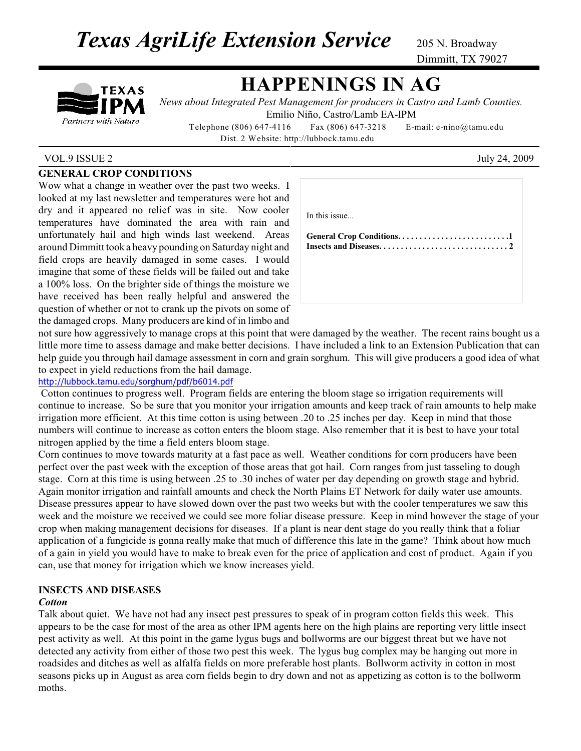# *Texas AgriLife Extension Service*

205 N. Broadway
Dimmitt, TX 79027

TEXAS IPM
*Partners with Nature*

# HAPPENINGS IN AG

*News about Integrated Pest Management for producers in Castro and Lamb Counties.*
Emilio Niño, Castro/Lamb EA-IPM
Telephone (806) 647-4116 Fax (806) 647-3218 E-mail: e-nino@tamu.edu
Dist. 2 Website: http://lubbock.tamu.edu

VOL.9 ISSUE 2 July 24, 2009

In this issue...

**General Crop Conditions. . . . . . . . . . . . . . . . . . . . . . . . . .1**
**Insects and Diseases. . . . . . . . . . . . . . . . . . . . . . . . . . . . . 2**

## GENERAL CROP CONDITIONS

Wow what a change in weather over the past two weeks. I looked at my last newsletter and temperatures were hot and dry and it appeared no relief was in site. Now cooler temperatures have dominated the area with rain and unfortunately hail and high winds last weekend. Areas around Dimmitt took a heavy pounding on Saturday night and field crops are heavily damaged in some cases. I would imagine that some of these fields will be failed out and take a 100% loss. On the brighter side of things the moisture we have received has been really helpful and answered the question of whether or not to crank up the pivots on some of the damaged crops. Many producers are kind of in limbo and not sure how aggressively to manage crops at this point that were damaged by the weather. The recent rains bought us a little more time to assess damage and make better decisions. I have included a link to an Extension Publication that can help guide you through hail damage assessment in corn and grain sorghum. This will give producers a good idea of what to expect in yield reductions from the hail damage.
http://lubbock.tamu.edu/sorghum/pdf/b6014.pdf

Cotton continues to progress well. Program fields are entering the bloom stage so irrigation requirements will continue to increase. So be sure that you monitor your irrigation amounts and keep track of rain amounts to help make irrigation more efficient. At this time cotton is using between .20 to .25 inches per day. Keep in mind that those numbers will continue to increase as cotton enters the bloom stage. Also remember that it is best to have your total nitrogen applied by the time a field enters bloom stage.

Corn continues to move towards maturity at a fast pace as well. Weather conditions for corn producers have been perfect over the past week with the exception of those areas that got hail. Corn ranges from just tasseling to dough stage. Corn at this time is using between .25 to .30 inches of water per day depending on growth stage and hybrid. Again monitor irrigation and rainfall amounts and check the North Plains ET Network for daily water use amounts. Disease pressures appear to have slowed down over the past two weeks but with the cooler temperatures we saw this week and the moisture we received we could see more foliar disease pressure. Keep in mind however the stage of your crop when making management decisions for diseases. If a plant is near dent stage do you really think that a foliar application of a fungicide is gonna really make that much of difference this late in the game? Think about how much of a gain in yield you would have to make to break even for the price of application and cost of product. Again if you can, use that money for irrigation which we know increases yield.

## INSECTS AND DISEASES

### *Cotton*

Talk about quiet. We have not had any insect pest pressures to speak of in program cotton fields this week. This appears to be the case for most of the area as other IPM agents here on the high plains are reporting very little insect pest activity as well. At this point in the game lygus bugs and bollworms are our biggest threat but we have not detected any activity from either of those two pest this week. The lygus bug complex may be hanging out more in roadsides and ditches as well as alfalfa fields on more preferable host plants. Bollworm activity in cotton in most seasons picks up in August as area corn fields begin to dry down and not as appetizing as cotton is to the bollworm moths.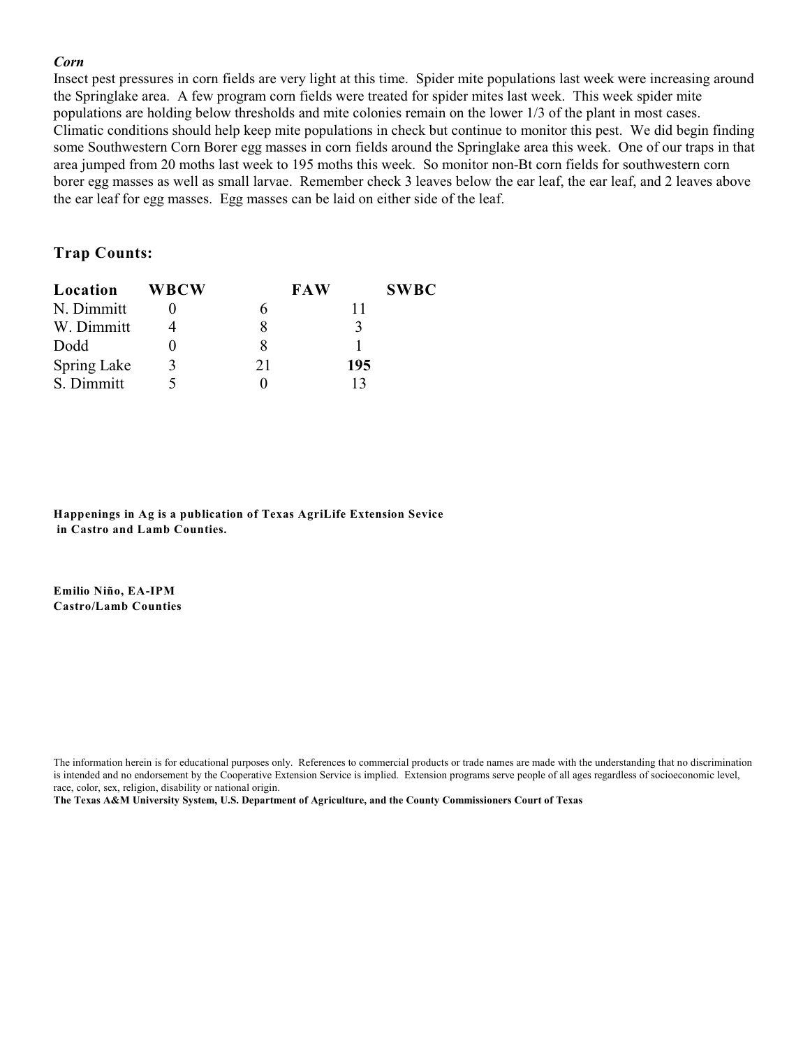***Corn***

Insect pest pressures in corn fields are very light at this time. Spider mite populations last week were increasing around the Springlake area. A few program corn fields were treated for spider mites last week. This week spider mite populations are holding below thresholds and mite colonies remain on the lower 1/3 of the plant in most cases. Climatic conditions should help keep mite populations in check but continue to monitor this pest. We did begin finding some Southwestern Corn Borer egg masses in corn fields around the Springlake area this week. One of our traps in that area jumped from 20 moths last week to 195 moths this week. So monitor non-Bt corn fields for southwestern corn borer egg masses as well as small larvae. Remember check 3 leaves below the ear leaf, the ear leaf, and 2 leaves above the ear leaf for egg masses. Egg masses can be laid on either side of the leaf.

## Trap Counts:

| Location | WBCW | FAW | SWBC |
|---|---|---|---|
| N. Dimmitt | 0 | 6 | 11 |
| W. Dimmitt | 4 | 8 | 3 |
| Dodd | 0 | 8 | 1 |
| Spring Lake | 3 | 21 | **195** |
| S. Dimmitt | 5 | 0 | 13 |

**Happenings in Ag is a publication of Texas AgriLife Extension Sevice in Castro and Lamb Counties.**

**Emilio Niño, EA-IPM**
**Castro/Lamb Counties**

The information herein is for educational purposes only. References to commercial products or trade names are made with the understanding that no discrimination is intended and no endorsement by the Cooperative Extension Service is implied. Extension programs serve people of all ages regardless of socioeconomic level, race, color, sex, religion, disability or national origin.

**The Texas A&M University System, U.S. Department of Agriculture, and the County Commissioners Court of Texas**